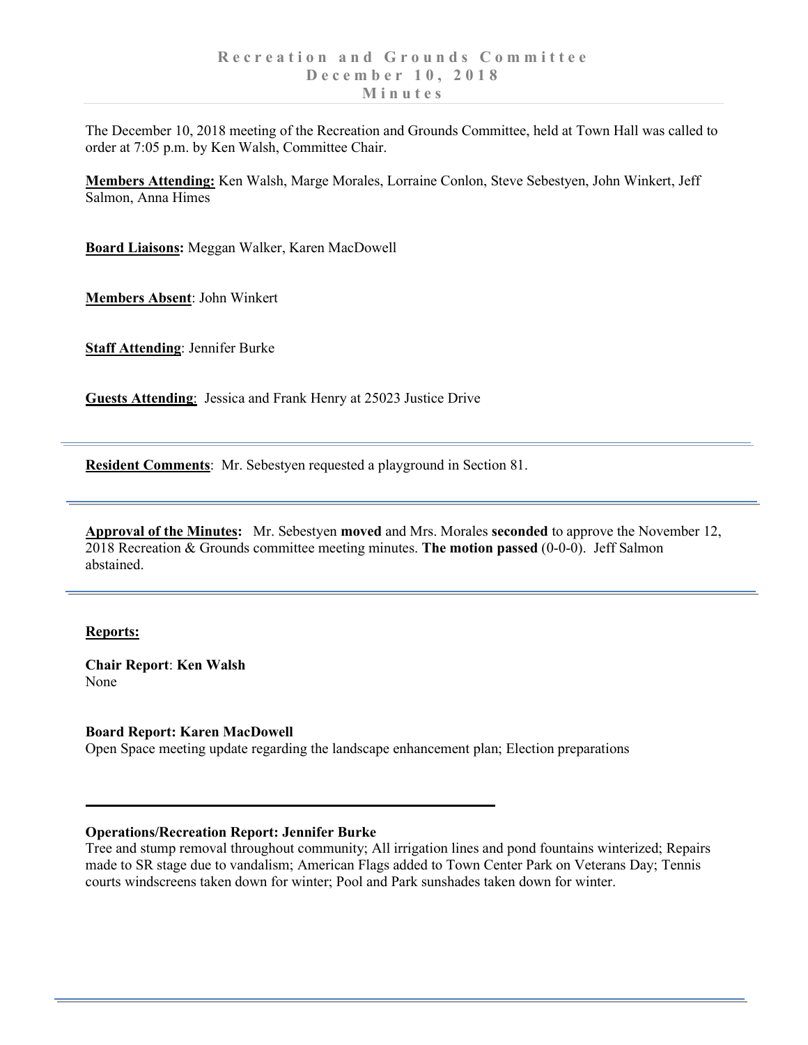# Recreation and Grounds Committee
# December 10, 2018
# Minutes

The December 10, 2018 meeting of the Recreation and Grounds Committee, held at Town Hall was called to order at 7:05 p.m. by Ken Walsh, Committee Chair.

**Members Attending:** Ken Walsh, Marge Morales, Lorraine Conlon, Steve Sebestyen, John Winkert, Jeff Salmon, Anna Himes

**Board Liaisons:** Meggan Walker, Karen MacDowell

**Members Absent**: John Winkert

**Staff Attending**: Jennifer Burke

**Guests Attending**: Jessica and Frank Henry at 25023 Justice Drive

---

**Resident Comments**: Mr. Sebestyen requested a playground in Section 81.

---

**Approval of the Minutes:** Mr. Sebestyen **moved** and Mrs. Morales **seconded** to approve the November 12, 2018 Recreation & Grounds committee meeting minutes. **The motion passed** (0-0-0). Jeff Salmon abstained.

---

**Reports:**

**Chair Report**: **Ken Walsh**
None

**Board Report: Karen MacDowell**
Open Space meeting update regarding the landscape enhancement plan; Election preparations

---

**Operations/Recreation Report: Jennifer Burke**
Tree and stump removal throughout community; All irrigation lines and pond fountains winterized; Repairs made to SR stage due to vandalism; American Flags added to Town Center Park on Veterans Day; Tennis courts windscreens taken down for winter; Pool and Park sunshades taken down for winter.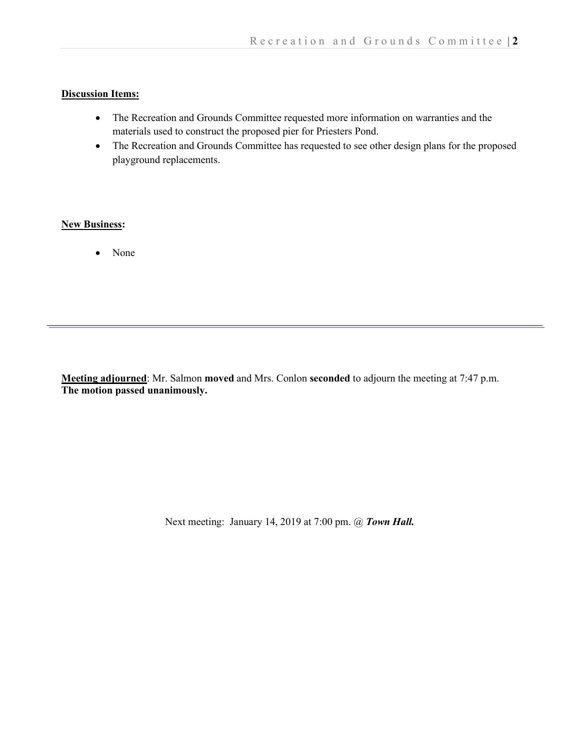**Discussion Items:**

- The Recreation and Grounds Committee requested more information on warranties and the materials used to construct the proposed pier for Priesters Pond.
- The Recreation and Grounds Committee has requested to see other design plans for the proposed playground replacements.

**New Business:**

- None

---

**Meeting adjourned**: Mr. Salmon **moved** and Mrs. Conlon **seconded** to adjourn the meeting at 7:47 p.m. **The motion passed unanimously.**

Next meeting: January 14, 2019 at 7:00 pm. @ ***Town Hall.***